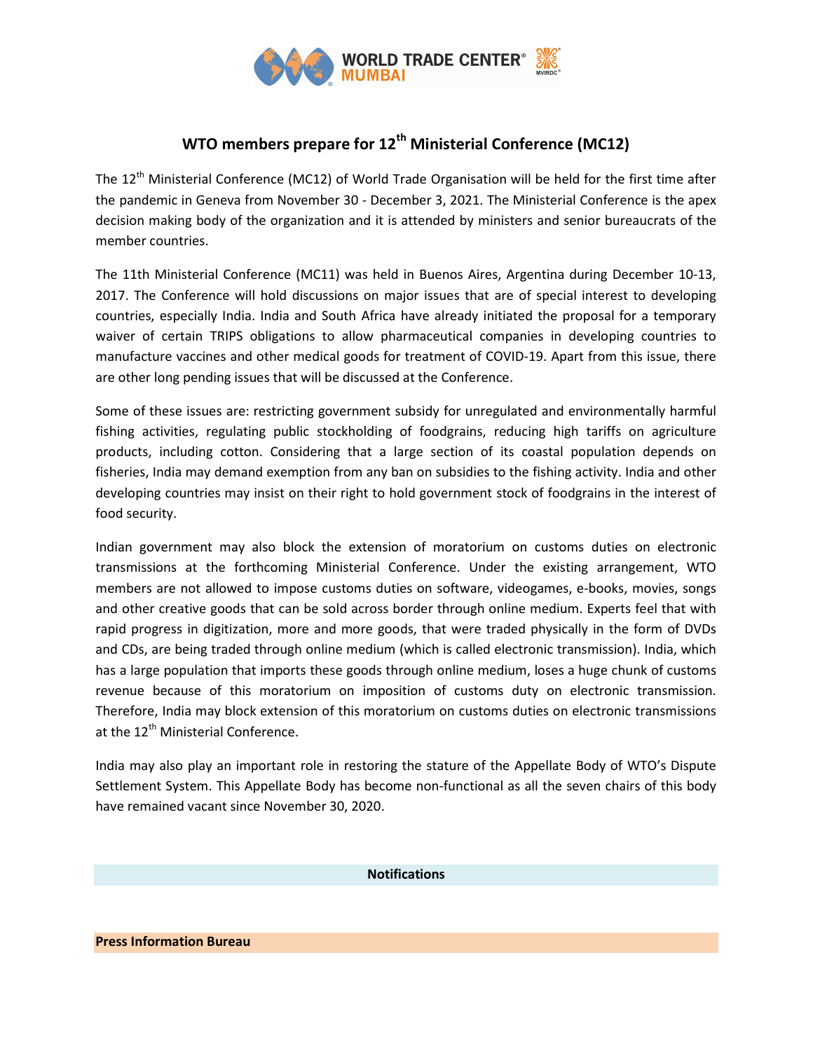# WTO members prepare for 12th Ministerial Conference (MC12)

The 12th Ministerial Conference (MC12) of World Trade Organisation will be held for the first time after the pandemic in Geneva from November 30 - December 3, 2021. The Ministerial Conference is the apex decision making body of the organization and it is attended by ministers and senior bureaucrats of the member countries.

The 11th Ministerial Conference (MC11) was held in Buenos Aires, Argentina during December 10-13, 2017. The Conference will hold discussions on major issues that are of special interest to developing countries, especially India. India and South Africa have already initiated the proposal for a temporary waiver of certain TRIPS obligations to allow pharmaceutical companies in developing countries to manufacture vaccines and other medical goods for treatment of COVID-19. Apart from this issue, there are other long pending issues that will be discussed at the Conference.

Some of these issues are: restricting government subsidy for unregulated and environmentally harmful fishing activities, regulating public stockholding of foodgrains, reducing high tariffs on agriculture products, including cotton. Considering that a large section of its coastal population depends on fisheries, India may demand exemption from any ban on subsidies to the fishing activity. India and other developing countries may insist on their right to hold government stock of foodgrains in the interest of food security.

Indian government may also block the extension of moratorium on customs duties on electronic transmissions at the forthcoming Ministerial Conference. Under the existing arrangement, WTO members are not allowed to impose customs duties on software, videogames, e-books, movies, songs and other creative goods that can be sold across border through online medium. Experts feel that with rapid progress in digitization, more and more goods, that were traded physically in the form of DVDs and CDs, are being traded through online medium (which is called electronic transmission). India, which has a large population that imports these goods through online medium, loses a huge chunk of customs revenue because of this moratorium on imposition of customs duty on electronic transmission. Therefore, India may block extension of this moratorium on customs duties on electronic transmissions at the 12th Ministerial Conference.

India may also play an important role in restoring the stature of the Appellate Body of WTO's Dispute Settlement System. This Appellate Body has become non-functional as all the seven chairs of this body have remained vacant since November 30, 2020.

## Notifications

**Press Information Bureau**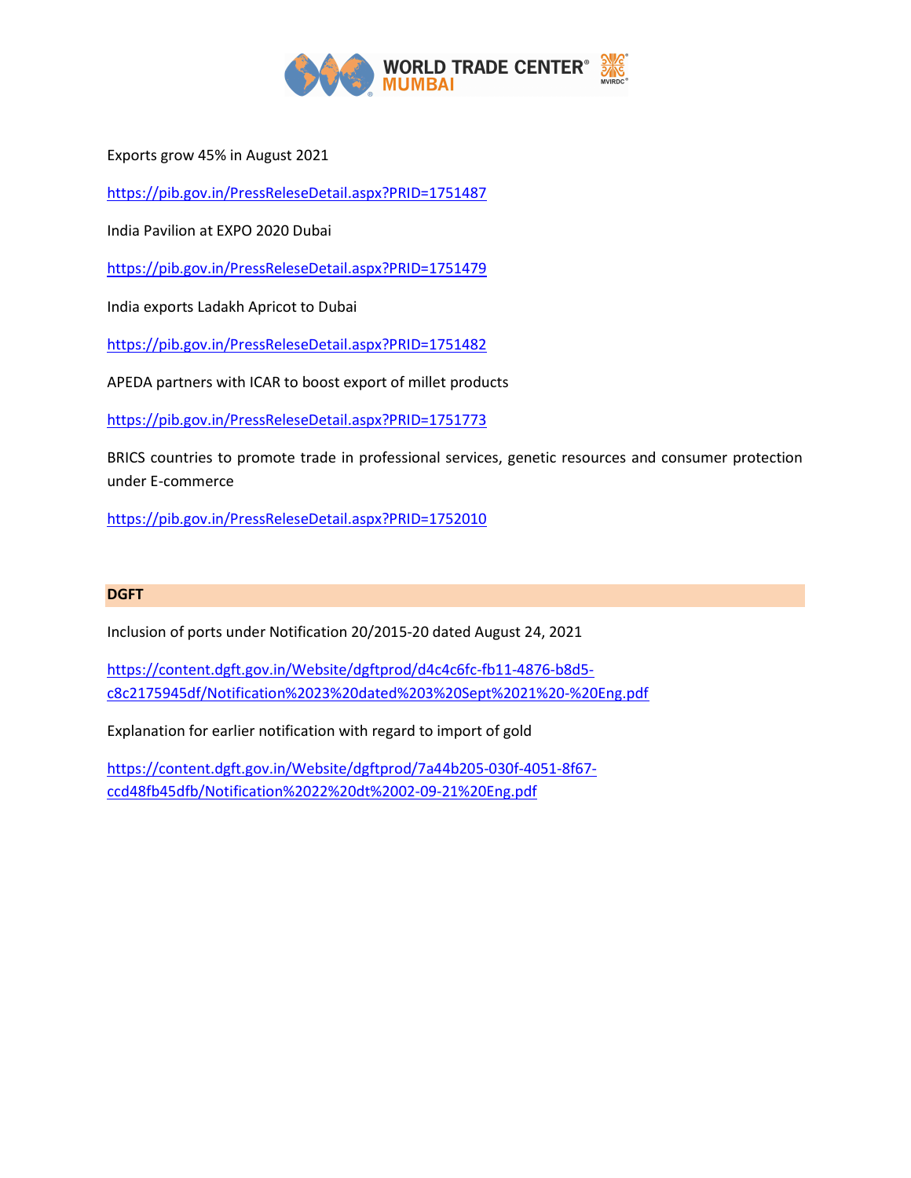Exports grow 45% in August 2021

https://pib.gov.in/PressReleseDetail.aspx?PRID=1751487

India Pavilion at EXPO 2020 Dubai

https://pib.gov.in/PressReleseDetail.aspx?PRID=1751479

India exports Ladakh Apricot to Dubai

https://pib.gov.in/PressReleseDetail.aspx?PRID=1751482

APEDA partners with ICAR to boost export of millet products

https://pib.gov.in/PressReleseDetail.aspx?PRID=1751773

BRICS countries to promote trade in professional services, genetic resources and consumer protection under E-commerce

https://pib.gov.in/PressReleseDetail.aspx?PRID=1752010

## DGFT

Inclusion of ports under Notification 20/2015-20 dated August 24, 2021

https://content.dgft.gov.in/Website/dgftprod/d4c4c6fc-fb11-4876-b8d5-c8c2175945df/Notification%2023%20dated%203%20Sept%2021%20-%20Eng.pdf

Explanation for earlier notification with regard to import of gold

https://content.dgft.gov.in/Website/dgftprod/7a44b205-030f-4051-8f67-ccd48fb45dfb/Notification%2022%20dt%2002-09-21%20Eng.pdf